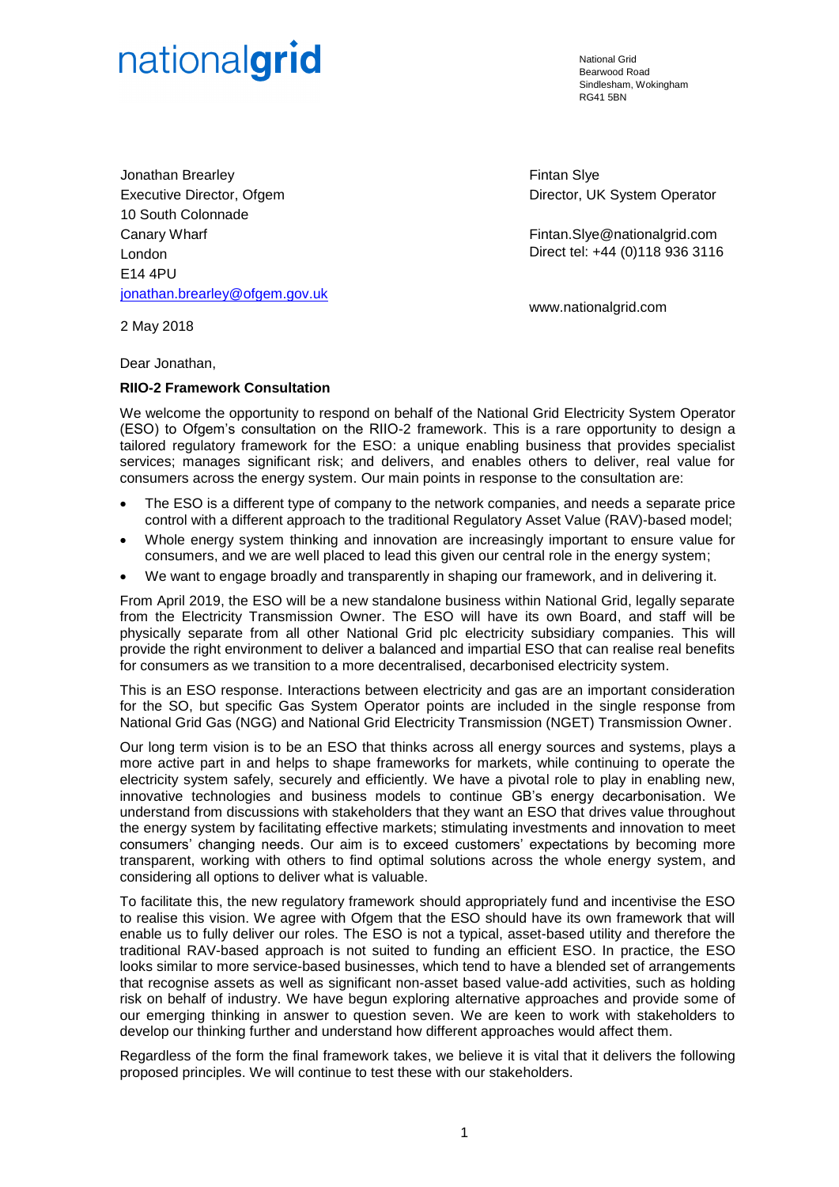nationalgrid

National Grid
Bearwood Road
Sindlesham, Wokingham
RG41 5BN

Jonathan Brearley
Executive Director, Ofgem
10 South Colonnade
Canary Wharf
London
E14 4PU
jonathan.brearley@ofgem.gov.uk

Fintan Slye
Director, UK System Operator

Fintan.Slye@nationalgrid.com
Direct tel: +44 (0)118 936 3116

www.nationalgrid.com

2 May 2018

Dear Jonathan,

**RIIO-2 Framework Consultation**

We welcome the opportunity to respond on behalf of the National Grid Electricity System Operator (ESO) to Ofgem's consultation on the RIIO-2 framework. This is a rare opportunity to design a tailored regulatory framework for the ESO: a unique enabling business that provides specialist services; manages significant risk; and delivers, and enables others to deliver, real value for consumers across the energy system. Our main points in response to the consultation are:

- The ESO is a different type of company to the network companies, and needs a separate price control with a different approach to the traditional Regulatory Asset Value (RAV)-based model;
- Whole energy system thinking and innovation are increasingly important to ensure value for consumers, and we are well placed to lead this given our central role in the energy system;
- We want to engage broadly and transparently in shaping our framework, and in delivering it.

From April 2019, the ESO will be a new standalone business within National Grid, legally separate from the Electricity Transmission Owner. The ESO will have its own Board, and staff will be physically separate from all other National Grid plc electricity subsidiary companies. This will provide the right environment to deliver a balanced and impartial ESO that can realise real benefits for consumers as we transition to a more decentralised, decarbonised electricity system.

This is an ESO response. Interactions between electricity and gas are an important consideration for the SO, but specific Gas System Operator points are included in the single response from National Grid Gas (NGG) and National Grid Electricity Transmission (NGET) Transmission Owner.

Our long term vision is to be an ESO that thinks across all energy sources and systems, plays a more active part in and helps to shape frameworks for markets, while continuing to operate the electricity system safely, securely and efficiently. We have a pivotal role to play in enabling new, innovative technologies and business models to continue GB's energy decarbonisation. We understand from discussions with stakeholders that they want an ESO that drives value throughout the energy system by facilitating effective markets; stimulating investments and innovation to meet consumers' changing needs. Our aim is to exceed customers' expectations by becoming more transparent, working with others to find optimal solutions across the whole energy system, and considering all options to deliver what is valuable.

To facilitate this, the new regulatory framework should appropriately fund and incentivise the ESO to realise this vision. We agree with Ofgem that the ESO should have its own framework that will enable us to fully deliver our roles. The ESO is not a typical, asset-based utility and therefore the traditional RAV-based approach is not suited to funding an efficient ESO. In practice, the ESO looks similar to more service-based businesses, which tend to have a blended set of arrangements that recognise assets as well as significant non-asset based value-add activities, such as holding risk on behalf of industry. We have begun exploring alternative approaches and provide some of our emerging thinking in answer to question seven. We are keen to work with stakeholders to develop our thinking further and understand how different approaches would affect them.

Regardless of the form the final framework takes, we believe it is vital that it delivers the following proposed principles. We will continue to test these with our stakeholders.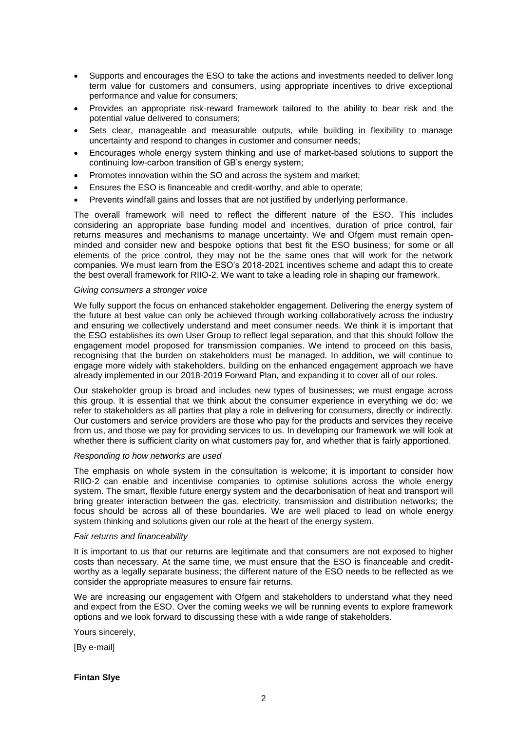- Supports and encourages the ESO to take the actions and investments needed to deliver long term value for customers and consumers, using appropriate incentives to drive exceptional performance and value for consumers;
- Provides an appropriate risk-reward framework tailored to the ability to bear risk and the potential value delivered to consumers;
- Sets clear, manageable and measurable outputs, while building in flexibility to manage uncertainty and respond to changes in customer and consumer needs;
- Encourages whole energy system thinking and use of market-based solutions to support the continuing low-carbon transition of GB's energy system;
- Promotes innovation within the SO and across the system and market;
- Ensures the ESO is financeable and credit-worthy, and able to operate;
- Prevents windfall gains and losses that are not justified by underlying performance.

The overall framework will need to reflect the different nature of the ESO. This includes considering an appropriate base funding model and incentives, duration of price control, fair returns measures and mechanisms to manage uncertainty. We and Ofgem must remain open-minded and consider new and bespoke options that best fit the ESO business; for some or all elements of the price control, they may not be the same ones that will work for the network companies. We must learn from the ESO's 2018-2021 incentives scheme and adapt this to create the best overall framework for RIIO-2. We want to take a leading role in shaping our framework.

*Giving consumers a stronger voice*

We fully support the focus on enhanced stakeholder engagement. Delivering the energy system of the future at best value can only be achieved through working collaboratively across the industry and ensuring we collectively understand and meet consumer needs. We think it is important that the ESO establishes its own User Group to reflect legal separation, and that this should follow the engagement model proposed for transmission companies. We intend to proceed on this basis, recognising that the burden on stakeholders must be managed. In addition, we will continue to engage more widely with stakeholders, building on the enhanced engagement approach we have already implemented in our 2018-2019 Forward Plan, and expanding it to cover all of our roles.

Our stakeholder group is broad and includes new types of businesses; we must engage across this group. It is essential that we think about the consumer experience in everything we do; we refer to stakeholders as all parties that play a role in delivering for consumers, directly or indirectly. Our customers and service providers are those who pay for the products and services they receive from us, and those we pay for providing services to us. In developing our framework we will look at whether there is sufficient clarity on what customers pay for, and whether that is fairly apportioned.

*Responding to how networks are used*

The emphasis on whole system in the consultation is welcome; it is important to consider how RIIO-2 can enable and incentivise companies to optimise solutions across the whole energy system. The smart, flexible future energy system and the decarbonisation of heat and transport will bring greater interaction between the gas, electricity, transmission and distribution networks; the focus should be across all of these boundaries. We are well placed to lead on whole energy system thinking and solutions given our role at the heart of the energy system.

*Fair returns and financeability*

It is important to us that our returns are legitimate and that consumers are not exposed to higher costs than necessary. At the same time, we must ensure that the ESO is financeable and credit-worthy as a legally separate business; the different nature of the ESO needs to be reflected as we consider the appropriate measures to ensure fair returns.

We are increasing our engagement with Ofgem and stakeholders to understand what they need and expect from the ESO. Over the coming weeks we will be running events to explore framework options and we look forward to discussing these with a wide range of stakeholders.

Yours sincerely,

[By e-mail]

**Fintan Slye**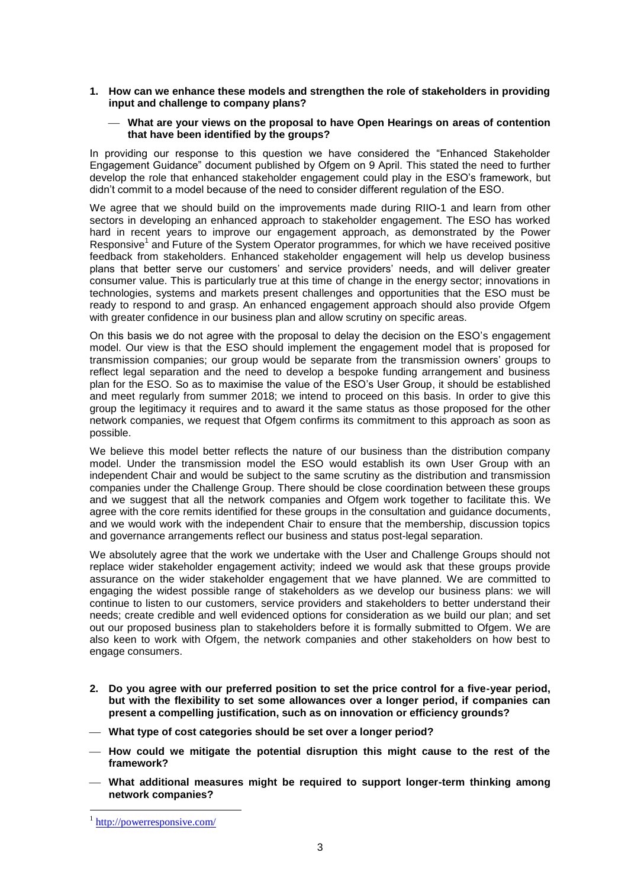**1. How can we enhance these models and strengthen the role of stakeholders in providing input and challenge to company plans?**

— **What are your views on the proposal to have Open Hearings on areas of contention that have been identified by the groups?**

In providing our response to this question we have considered the "Enhanced Stakeholder Engagement Guidance" document published by Ofgem on 9 April. This stated the need to further develop the role that enhanced stakeholder engagement could play in the ESO's framework, but didn't commit to a model because of the need to consider different regulation of the ESO.

We agree that we should build on the improvements made during RIIO-1 and learn from other sectors in developing an enhanced approach to stakeholder engagement. The ESO has worked hard in recent years to improve our engagement approach, as demonstrated by the Power Responsive[1] and Future of the System Operator programmes, for which we have received positive feedback from stakeholders. Enhanced stakeholder engagement will help us develop business plans that better serve our customers' and service providers' needs, and will deliver greater consumer value. This is particularly true at this time of change in the energy sector; innovations in technologies, systems and markets present challenges and opportunities that the ESO must be ready to respond to and grasp. An enhanced engagement approach should also provide Ofgem with greater confidence in our business plan and allow scrutiny on specific areas.

On this basis we do not agree with the proposal to delay the decision on the ESO's engagement model. Our view is that the ESO should implement the engagement model that is proposed for transmission companies; our group would be separate from the transmission owners' groups to reflect legal separation and the need to develop a bespoke funding arrangement and business plan for the ESO. So as to maximise the value of the ESO's User Group, it should be established and meet regularly from summer 2018; we intend to proceed on this basis. In order to give this group the legitimacy it requires and to award it the same status as those proposed for the other network companies, we request that Ofgem confirms its commitment to this approach as soon as possible.

We believe this model better reflects the nature of our business than the distribution company model. Under the transmission model the ESO would establish its own User Group with an independent Chair and would be subject to the same scrutiny as the distribution and transmission companies under the Challenge Group. There should be close coordination between these groups and we suggest that all the network companies and Ofgem work together to facilitate this. We agree with the core remits identified for these groups in the consultation and guidance documents, and we would work with the independent Chair to ensure that the membership, discussion topics and governance arrangements reflect our business and status post-legal separation.

We absolutely agree that the work we undertake with the User and Challenge Groups should not replace wider stakeholder engagement activity; indeed we would ask that these groups provide assurance on the wider stakeholder engagement that we have planned. We are committed to engaging the widest possible range of stakeholders as we develop our business plans: we will continue to listen to our customers, service providers and stakeholders to better understand their needs; create credible and well evidenced options for consideration as we build our plan; and set out our proposed business plan to stakeholders before it is formally submitted to Ofgem. We are also keen to work with Ofgem, the network companies and other stakeholders on how best to engage consumers.

**2. Do you agree with our preferred position to set the price control for a five-year period, but with the flexibility to set some allowances over a longer period, if companies can present a compelling justification, such as on innovation or efficiency grounds?**

— **What type of cost categories should be set over a longer period?**

— **How could we mitigate the potential disruption this might cause to the rest of the framework?**

— **What additional measures might be required to support longer-term thinking among network companies?**

[1] http://powerresponsive.com/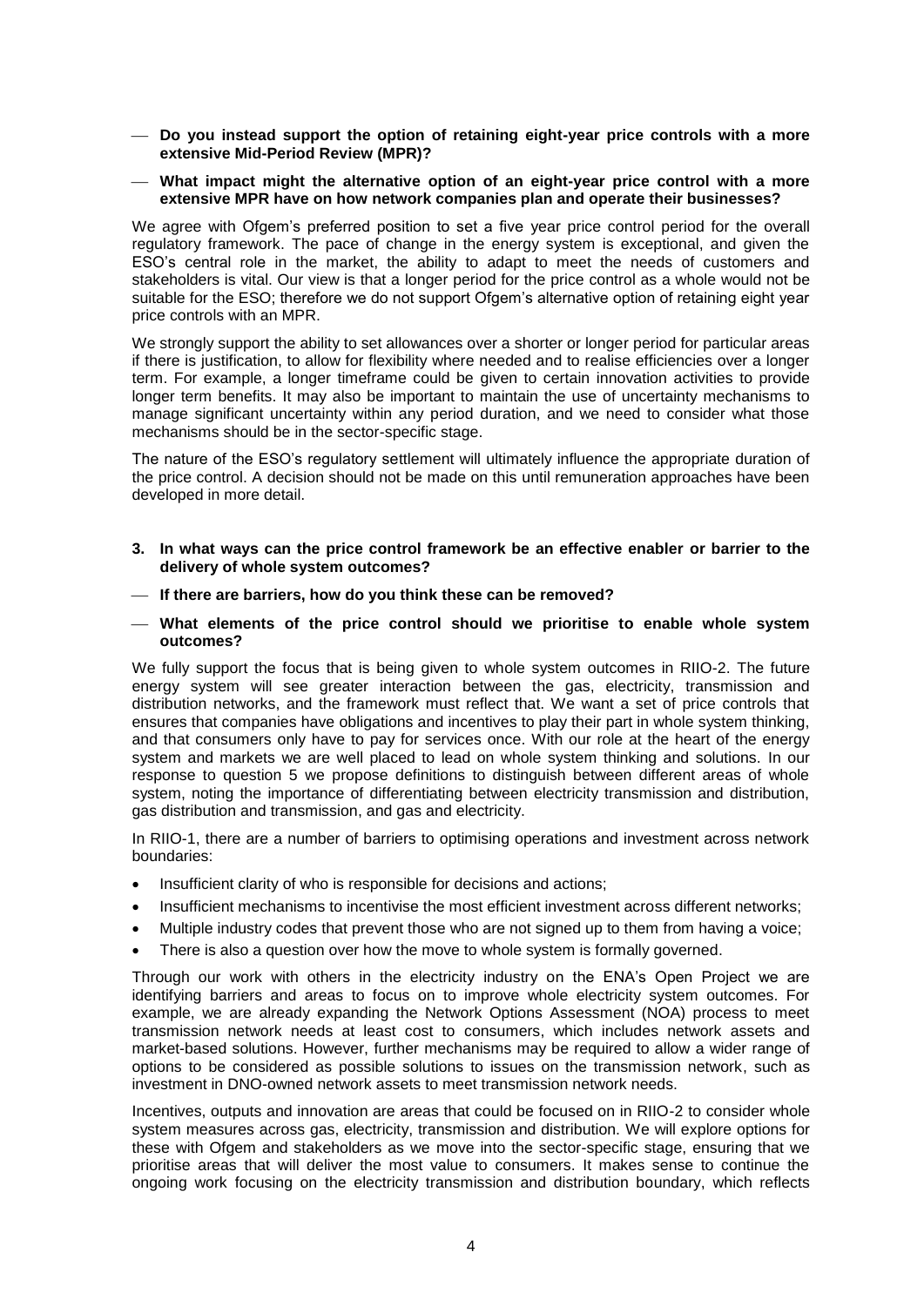— **Do you instead support the option of retaining eight-year price controls with a more extensive Mid-Period Review (MPR)?**

— **What impact might the alternative option of an eight-year price control with a more extensive MPR have on how network companies plan and operate their businesses?**

We agree with Ofgem's preferred position to set a five year price control period for the overall regulatory framework. The pace of change in the energy system is exceptional, and given the ESO's central role in the market, the ability to adapt to meet the needs of customers and stakeholders is vital. Our view is that a longer period for the price control as a whole would not be suitable for the ESO; therefore we do not support Ofgem's alternative option of retaining eight year price controls with an MPR.

We strongly support the ability to set allowances over a shorter or longer period for particular areas if there is justification, to allow for flexibility where needed and to realise efficiencies over a longer term. For example, a longer timeframe could be given to certain innovation activities to provide longer term benefits. It may also be important to maintain the use of uncertainty mechanisms to manage significant uncertainty within any period duration, and we need to consider what those mechanisms should be in the sector-specific stage.

The nature of the ESO's regulatory settlement will ultimately influence the appropriate duration of the price control. A decision should not be made on this until remuneration approaches have been developed in more detail.

**3. In what ways can the price control framework be an effective enabler or barrier to the delivery of whole system outcomes?**

— **If there are barriers, how do you think these can be removed?**

— **What elements of the price control should we prioritise to enable whole system outcomes?**

We fully support the focus that is being given to whole system outcomes in RIIO-2. The future energy system will see greater interaction between the gas, electricity, transmission and distribution networks, and the framework must reflect that. We want a set of price controls that ensures that companies have obligations and incentives to play their part in whole system thinking, and that consumers only have to pay for services once. With our role at the heart of the energy system and markets we are well placed to lead on whole system thinking and solutions. In our response to question 5 we propose definitions to distinguish between different areas of whole system, noting the importance of differentiating between electricity transmission and distribution, gas distribution and transmission, and gas and electricity.

In RIIO-1, there are a number of barriers to optimising operations and investment across network boundaries:

- Insufficient clarity of who is responsible for decisions and actions;
- Insufficient mechanisms to incentivise the most efficient investment across different networks;
- Multiple industry codes that prevent those who are not signed up to them from having a voice;
- There is also a question over how the move to whole system is formally governed.

Through our work with others in the electricity industry on the ENA's Open Project we are identifying barriers and areas to focus on to improve whole electricity system outcomes. For example, we are already expanding the Network Options Assessment (NOA) process to meet transmission network needs at least cost to consumers, which includes network assets and market-based solutions. However, further mechanisms may be required to allow a wider range of options to be considered as possible solutions to issues on the transmission network, such as investment in DNO-owned network assets to meet transmission network needs.

Incentives, outputs and innovation are areas that could be focused on in RIIO-2 to consider whole system measures across gas, electricity, transmission and distribution. We will explore options for these with Ofgem and stakeholders as we move into the sector-specific stage, ensuring that we prioritise areas that will deliver the most value to consumers. It makes sense to continue the ongoing work focusing on the electricity transmission and distribution boundary, which reflects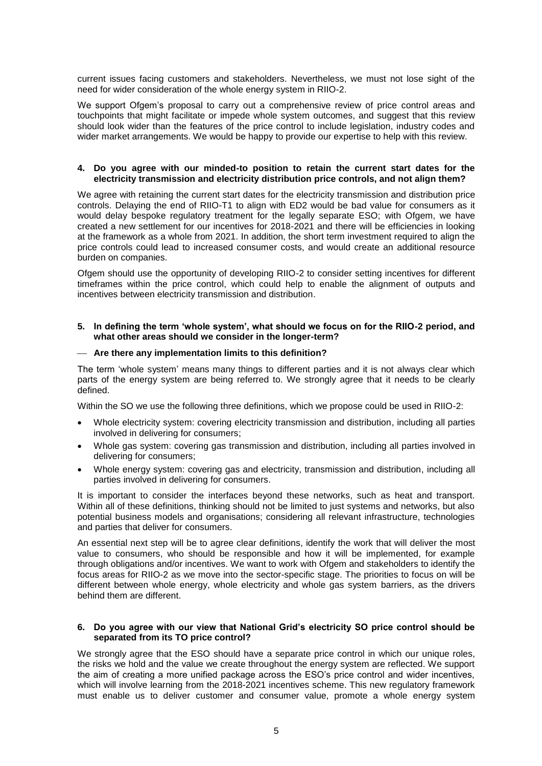current issues facing customers and stakeholders. Nevertheless, we must not lose sight of the need for wider consideration of the whole energy system in RIIO-2.

We support Ofgem's proposal to carry out a comprehensive review of price control areas and touchpoints that might facilitate or impede whole system outcomes, and suggest that this review should look wider than the features of the price control to include legislation, industry codes and wider market arrangements. We would be happy to provide our expertise to help with this review.

**4. Do you agree with our minded-to position to retain the current start dates for the electricity transmission and electricity distribution price controls, and not align them?**

We agree with retaining the current start dates for the electricity transmission and distribution price controls. Delaying the end of RIIO-T1 to align with ED2 would be bad value for consumers as it would delay bespoke regulatory treatment for the legally separate ESO; with Ofgem, we have created a new settlement for our incentives for 2018-2021 and there will be efficiencies in looking at the framework as a whole from 2021. In addition, the short term investment required to align the price controls could lead to increased consumer costs, and would create an additional resource burden on companies.

Ofgem should use the opportunity of developing RIIO-2 to consider setting incentives for different timeframes within the price control, which could help to enable the alignment of outputs and incentives between electricity transmission and distribution.

**5. In defining the term 'whole system', what should we focus on for the RIIO-2 period, and what other areas should we consider in the longer-term?**

— **Are there any implementation limits to this definition?**

The term 'whole system' means many things to different parties and it is not always clear which parts of the energy system are being referred to. We strongly agree that it needs to be clearly defined.

Within the SO we use the following three definitions, which we propose could be used in RIIO-2:

- Whole electricity system: covering electricity transmission and distribution, including all parties involved in delivering for consumers;
- Whole gas system: covering gas transmission and distribution, including all parties involved in delivering for consumers;
- Whole energy system: covering gas and electricity, transmission and distribution, including all parties involved in delivering for consumers.

It is important to consider the interfaces beyond these networks, such as heat and transport. Within all of these definitions, thinking should not be limited to just systems and networks, but also potential business models and organisations; considering all relevant infrastructure, technologies and parties that deliver for consumers.

An essential next step will be to agree clear definitions, identify the work that will deliver the most value to consumers, who should be responsible and how it will be implemented, for example through obligations and/or incentives. We want to work with Ofgem and stakeholders to identify the focus areas for RIIO-2 as we move into the sector-specific stage. The priorities to focus on will be different between whole energy, whole electricity and whole gas system barriers, as the drivers behind them are different.

**6. Do you agree with our view that National Grid's electricity SO price control should be separated from its TO price control?**

We strongly agree that the ESO should have a separate price control in which our unique roles, the risks we hold and the value we create throughout the energy system are reflected. We support the aim of creating a more unified package across the ESO's price control and wider incentives, which will involve learning from the 2018-2021 incentives scheme. This new regulatory framework must enable us to deliver customer and consumer value, promote a whole energy system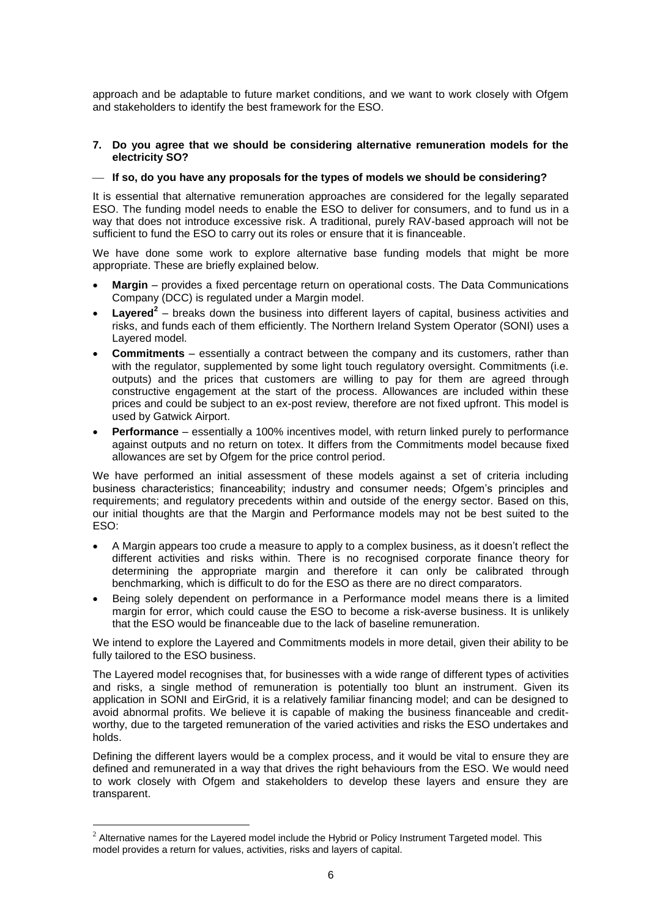approach and be adaptable to future market conditions, and we want to work closely with Ofgem and stakeholders to identify the best framework for the ESO.

**7. Do you agree that we should be considering alternative remuneration models for the electricity SO?**

— **If so, do you have any proposals for the types of models we should be considering?**

It is essential that alternative remuneration approaches are considered for the legally separated ESO. The funding model needs to enable the ESO to deliver for consumers, and to fund us in a way that does not introduce excessive risk. A traditional, purely RAV-based approach will not be sufficient to fund the ESO to carry out its roles or ensure that it is financeable.

We have done some work to explore alternative base funding models that might be more appropriate. These are briefly explained below.

- **Margin** – provides a fixed percentage return on operational costs. The Data Communications Company (DCC) is regulated under a Margin model.
- **Layered**[2] – breaks down the business into different layers of capital, business activities and risks, and funds each of them efficiently. The Northern Ireland System Operator (SONI) uses a Layered model.
- **Commitments** – essentially a contract between the company and its customers, rather than with the regulator, supplemented by some light touch regulatory oversight. Commitments (i.e. outputs) and the prices that customers are willing to pay for them are agreed through constructive engagement at the start of the process. Allowances are included within these prices and could be subject to an ex-post review, therefore are not fixed upfront. This model is used by Gatwick Airport.
- **Performance** – essentially a 100% incentives model, with return linked purely to performance against outputs and no return on totex. It differs from the Commitments model because fixed allowances are set by Ofgem for the price control period.

We have performed an initial assessment of these models against a set of criteria including business characteristics; financeability; industry and consumer needs; Ofgem's principles and requirements; and regulatory precedents within and outside of the energy sector. Based on this, our initial thoughts are that the Margin and Performance models may not be best suited to the ESO:

- A Margin appears too crude a measure to apply to a complex business, as it doesn't reflect the different activities and risks within. There is no recognised corporate finance theory for determining the appropriate margin and therefore it can only be calibrated through benchmarking, which is difficult to do for the ESO as there are no direct comparators.
- Being solely dependent on performance in a Performance model means there is a limited margin for error, which could cause the ESO to become a risk-averse business. It is unlikely that the ESO would be financeable due to the lack of baseline remuneration.

We intend to explore the Layered and Commitments models in more detail, given their ability to be fully tailored to the ESO business.

The Layered model recognises that, for businesses with a wide range of different types of activities and risks, a single method of remuneration is potentially too blunt an instrument. Given its application in SONI and EirGrid, it is a relatively familiar financing model; and can be designed to avoid abnormal profits. We believe it is capable of making the business financeable and credit-worthy, due to the targeted remuneration of the varied activities and risks the ESO undertakes and holds.

Defining the different layers would be a complex process, and it would be vital to ensure they are defined and remunerated in a way that drives the right behaviours from the ESO. We would need to work closely with Ofgem and stakeholders to develop these layers and ensure they are transparent.

[2] Alternative names for the Layered model include the Hybrid or Policy Instrument Targeted model. This model provides a return for values, activities, risks and layers of capital.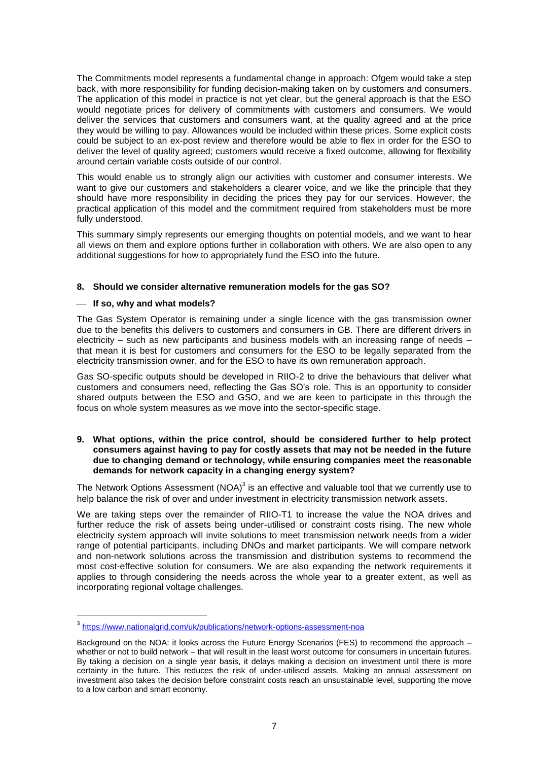The Commitments model represents a fundamental change in approach: Ofgem would take a step back, with more responsibility for funding decision-making taken on by customers and consumers. The application of this model in practice is not yet clear, but the general approach is that the ESO would negotiate prices for delivery of commitments with customers and consumers. We would deliver the services that customers and consumers want, at the quality agreed and at the price they would be willing to pay. Allowances would be included within these prices. Some explicit costs could be subject to an ex-post review and therefore would be able to flex in order for the ESO to deliver the level of quality agreed; customers would receive a fixed outcome, allowing for flexibility around certain variable costs outside of our control.

This would enable us to strongly align our activities with customer and consumer interests. We want to give our customers and stakeholders a clearer voice, and we like the principle that they should have more responsibility in deciding the prices they pay for our services. However, the practical application of this model and the commitment required from stakeholders must be more fully understood.

This summary simply represents our emerging thoughts on potential models, and we want to hear all views on them and explore options further in collaboration with others. We are also open to any additional suggestions for how to appropriately fund the ESO into the future.

**8. Should we consider alternative remuneration models for the gas SO?**

- **If so, why and what models?**

The Gas System Operator is remaining under a single licence with the gas transmission owner due to the benefits this delivers to customers and consumers in GB. There are different drivers in electricity – such as new participants and business models with an increasing range of needs – that mean it is best for customers and consumers for the ESO to be legally separated from the electricity transmission owner, and for the ESO to have its own remuneration approach.

Gas SO-specific outputs should be developed in RIIO-2 to drive the behaviours that deliver what customers and consumers need, reflecting the Gas SO's role. This is an opportunity to consider shared outputs between the ESO and GSO, and we are keen to participate in this through the focus on whole system measures as we move into the sector-specific stage.

**9. What options, within the price control, should be considered further to help protect consumers against having to pay for costly assets that may not be needed in the future due to changing demand or technology, while ensuring companies meet the reasonable demands for network capacity in a changing energy system?**

The Network Options Assessment (NOA)[3] is an effective and valuable tool that we currently use to help balance the risk of over and under investment in electricity transmission network assets.

We are taking steps over the remainder of RIIO-T1 to increase the value the NOA drives and further reduce the risk of assets being under-utilised or constraint costs rising. The new whole electricity system approach will invite solutions to meet transmission network needs from a wider range of potential participants, including DNOs and market participants. We will compare network and non-network solutions across the transmission and distribution systems to recommend the most cost-effective solution for consumers. We are also expanding the network requirements it applies to through considering the needs across the whole year to a greater extent, as well as incorporating regional voltage challenges.

---

[3] https://www.nationalgrid.com/uk/publications/network-options-assessment-noa

Background on the NOA: it looks across the Future Energy Scenarios (FES) to recommend the approach – whether or not to build network – that will result in the least worst outcome for consumers in uncertain futures. By taking a decision on a single year basis, it delays making a decision on investment until there is more certainty in the future. This reduces the risk of under-utilised assets. Making an annual assessment on investment also takes the decision before constraint costs reach an unsustainable level, supporting the move to a low carbon and smart economy.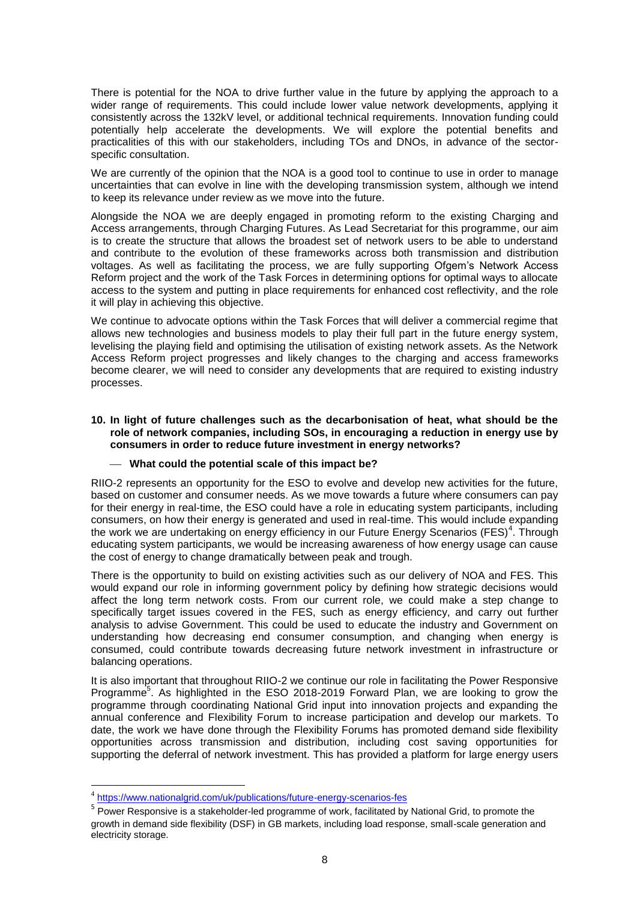There is potential for the NOA to drive further value in the future by applying the approach to a wider range of requirements. This could include lower value network developments, applying it consistently across the 132kV level, or additional technical requirements. Innovation funding could potentially help accelerate the developments. We will explore the potential benefits and practicalities of this with our stakeholders, including TOs and DNOs, in advance of the sector-specific consultation.

We are currently of the opinion that the NOA is a good tool to continue to use in order to manage uncertainties that can evolve in line with the developing transmission system, although we intend to keep its relevance under review as we move into the future.

Alongside the NOA we are deeply engaged in promoting reform to the existing Charging and Access arrangements, through Charging Futures. As Lead Secretariat for this programme, our aim is to create the structure that allows the broadest set of network users to be able to understand and contribute to the evolution of these frameworks across both transmission and distribution voltages. As well as facilitating the process, we are fully supporting Ofgem's Network Access Reform project and the work of the Task Forces in determining options for optimal ways to allocate access to the system and putting in place requirements for enhanced cost reflectivity, and the role it will play in achieving this objective.

We continue to advocate options within the Task Forces that will deliver a commercial regime that allows new technologies and business models to play their full part in the future energy system, levelising the playing field and optimising the utilisation of existing network assets. As the Network Access Reform project progresses and likely changes to the charging and access frameworks become clearer, we will need to consider any developments that are required to existing industry processes.

**10. In light of future challenges such as the decarbonisation of heat, what should be the role of network companies, including SOs, in encouraging a reduction in energy use by consumers in order to reduce future investment in energy networks?**

- **What could the potential scale of this impact be?**

RIIO-2 represents an opportunity for the ESO to evolve and develop new activities for the future, based on customer and consumer needs. As we move towards a future where consumers can pay for their energy in real-time, the ESO could have a role in educating system participants, including consumers, on how their energy is generated and used in real-time. This would include expanding the work we are undertaking on energy efficiency in our Future Energy Scenarios (FES)[4]. Through educating system participants, we would be increasing awareness of how energy usage can cause the cost of energy to change dramatically between peak and trough.

There is the opportunity to build on existing activities such as our delivery of NOA and FES. This would expand our role in informing government policy by defining how strategic decisions would affect the long term network costs. From our current role, we could make a step change to specifically target issues covered in the FES, such as energy efficiency, and carry out further analysis to advise Government. This could be used to educate the industry and Government on understanding how decreasing end consumer consumption, and changing when energy is consumed, could contribute towards decreasing future network investment in infrastructure or balancing operations.

It is also important that throughout RIIO-2 we continue our role in facilitating the Power Responsive Programme[5]. As highlighted in the ESO 2018-2019 Forward Plan, we are looking to grow the programme through coordinating National Grid input into innovation projects and expanding the annual conference and Flexibility Forum to increase participation and develop our markets. To date, the work we have done through the Flexibility Forums has promoted demand side flexibility opportunities across transmission and distribution, including cost saving opportunities for supporting the deferral of network investment. This has provided a platform for large energy users

---

[4] https://www.nationalgrid.com/uk/publications/future-energy-scenarios-fes

[5] Power Responsive is a stakeholder-led programme of work, facilitated by National Grid, to promote the growth in demand side flexibility (DSF) in GB markets, including load response, small-scale generation and electricity storage.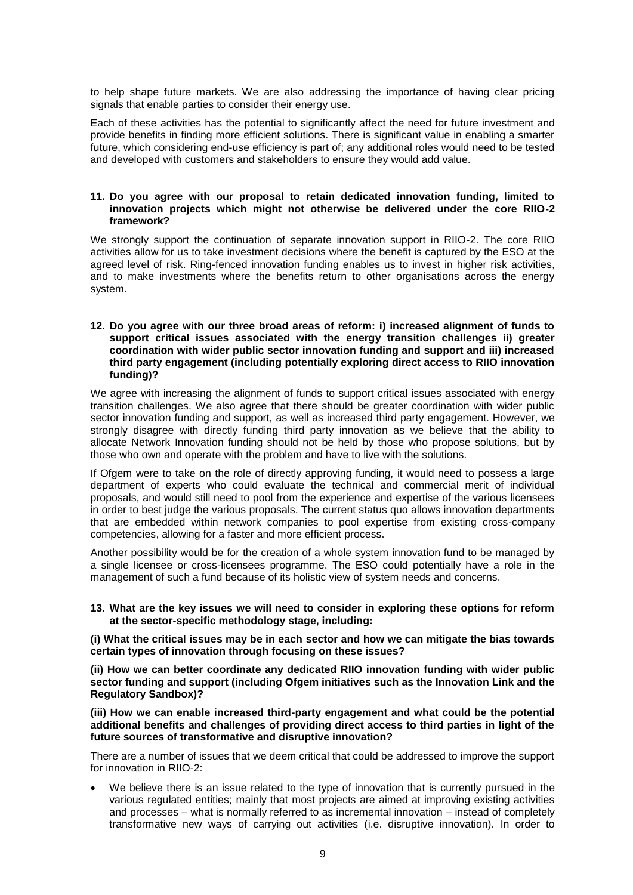to help shape future markets. We are also addressing the importance of having clear pricing signals that enable parties to consider their energy use.

Each of these activities has the potential to significantly affect the need for future investment and provide benefits in finding more efficient solutions. There is significant value in enabling a smarter future, which considering end-use efficiency is part of; any additional roles would need to be tested and developed with customers and stakeholders to ensure they would add value.

**11. Do you agree with our proposal to retain dedicated innovation funding, limited to innovation projects which might not otherwise be delivered under the core RIIO-2 framework?**

We strongly support the continuation of separate innovation support in RIIO-2. The core RIIO activities allow for us to take investment decisions where the benefit is captured by the ESO at the agreed level of risk. Ring-fenced innovation funding enables us to invest in higher risk activities, and to make investments where the benefits return to other organisations across the energy system.

**12. Do you agree with our three broad areas of reform: i) increased alignment of funds to support critical issues associated with the energy transition challenges ii) greater coordination with wider public sector innovation funding and support and iii) increased third party engagement (including potentially exploring direct access to RIIO innovation funding)?**

We agree with increasing the alignment of funds to support critical issues associated with energy transition challenges. We also agree that there should be greater coordination with wider public sector innovation funding and support, as well as increased third party engagement. However, we strongly disagree with directly funding third party innovation as we believe that the ability to allocate Network Innovation funding should not be held by those who propose solutions, but by those who own and operate with the problem and have to live with the solutions.

If Ofgem were to take on the role of directly approving funding, it would need to possess a large department of experts who could evaluate the technical and commercial merit of individual proposals, and would still need to pool from the experience and expertise of the various licensees in order to best judge the various proposals. The current status quo allows innovation departments that are embedded within network companies to pool expertise from existing cross-company competencies, allowing for a faster and more efficient process.

Another possibility would be for the creation of a whole system innovation fund to be managed by a single licensee or cross-licensees programme. The ESO could potentially have a role in the management of such a fund because of its holistic view of system needs and concerns.

**13. What are the key issues we will need to consider in exploring these options for reform at the sector-specific methodology stage, including:**

**(i) What the critical issues may be in each sector and how we can mitigate the bias towards certain types of innovation through focusing on these issues?**

**(ii) How we can better coordinate any dedicated RIIO innovation funding with wider public sector funding and support (including Ofgem initiatives such as the Innovation Link and the Regulatory Sandbox)?**

**(iii) How we can enable increased third-party engagement and what could be the potential additional benefits and challenges of providing direct access to third parties in light of the future sources of transformative and disruptive innovation?**

There are a number of issues that we deem critical that could be addressed to improve the support for innovation in RIIO-2:

- We believe there is an issue related to the type of innovation that is currently pursued in the various regulated entities; mainly that most projects are aimed at improving existing activities and processes – what is normally referred to as incremental innovation – instead of completely transformative new ways of carrying out activities (i.e. disruptive innovation). In order to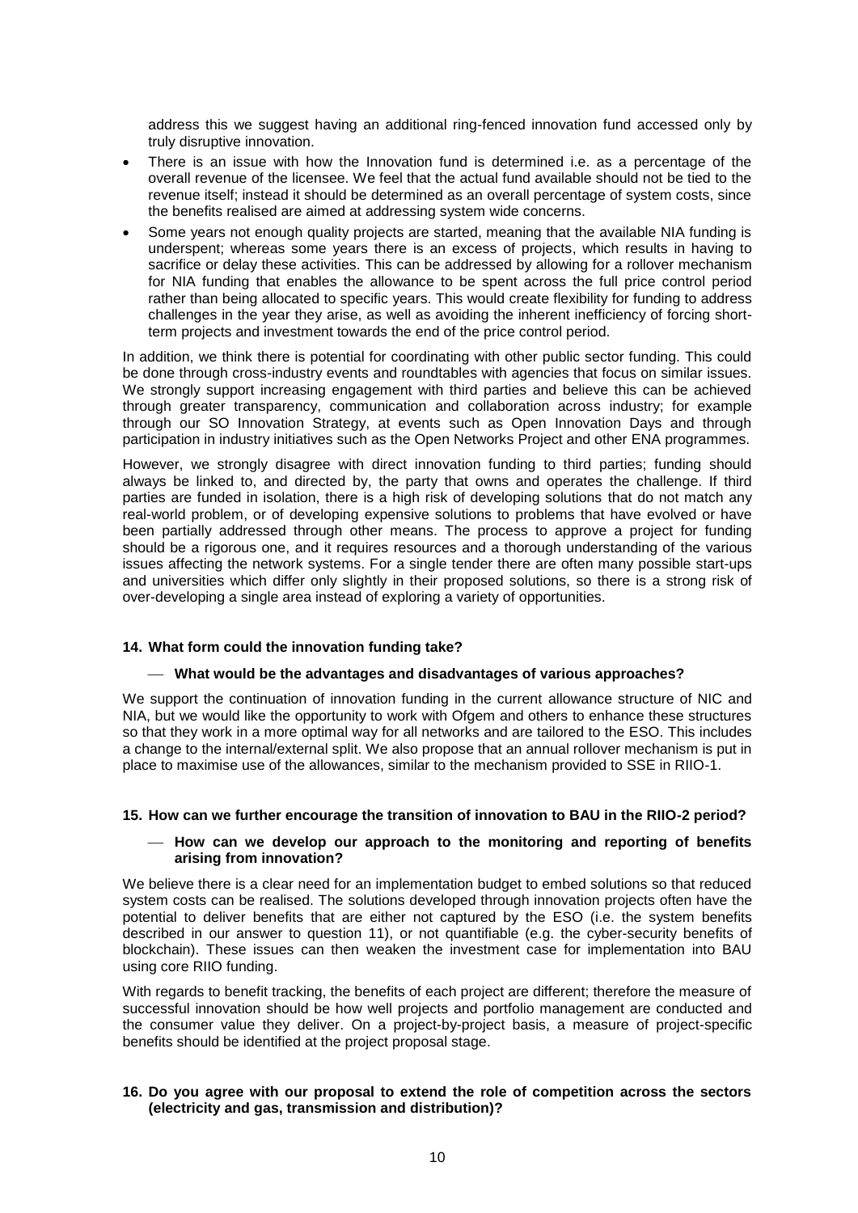address this we suggest having an additional ring-fenced innovation fund accessed only by truly disruptive innovation.

- There is an issue with how the Innovation fund is determined i.e. as a percentage of the overall revenue of the licensee. We feel that the actual fund available should not be tied to the revenue itself; instead it should be determined as an overall percentage of system costs, since the benefits realised are aimed at addressing system wide concerns.
- Some years not enough quality projects are started, meaning that the available NIA funding is underspent; whereas some years there is an excess of projects, which results in having to sacrifice or delay these activities. This can be addressed by allowing for a rollover mechanism for NIA funding that enables the allowance to be spent across the full price control period rather than being allocated to specific years. This would create flexibility for funding to address challenges in the year they arise, as well as avoiding the inherent inefficiency of forcing short-term projects and investment towards the end of the price control period.

In addition, we think there is potential for coordinating with other public sector funding. This could be done through cross-industry events and roundtables with agencies that focus on similar issues. We strongly support increasing engagement with third parties and believe this can be achieved through greater transparency, communication and collaboration across industry; for example through our SO Innovation Strategy, at events such as Open Innovation Days and through participation in industry initiatives such as the Open Networks Project and other ENA programmes.

However, we strongly disagree with direct innovation funding to third parties; funding should always be linked to, and directed by, the party that owns and operates the challenge. If third parties are funded in isolation, there is a high risk of developing solutions that do not match any real-world problem, or of developing expensive solutions to problems that have evolved or have been partially addressed through other means. The process to approve a project for funding should be a rigorous one, and it requires resources and a thorough understanding of the various issues affecting the network systems. For a single tender there are often many possible start-ups and universities which differ only slightly in their proposed solutions, so there is a strong risk of over-developing a single area instead of exploring a variety of opportunities.

#### 14. What form could the innovation funding take?

- **What would be the advantages and disadvantages of various approaches?**

We support the continuation of innovation funding in the current allowance structure of NIC and NIA, but we would like the opportunity to work with Ofgem and others to enhance these structures so that they work in a more optimal way for all networks and are tailored to the ESO. This includes a change to the internal/external split. We also propose that an annual rollover mechanism is put in place to maximise use of the allowances, similar to the mechanism provided to SSE in RIIO-1.

#### 15. How can we further encourage the transition of innovation to BAU in the RIIO-2 period?

- **How can we develop our approach to the monitoring and reporting of benefits arising from innovation?**

We believe there is a clear need for an implementation budget to embed solutions so that reduced system costs can be realised. The solutions developed through innovation projects often have the potential to deliver benefits that are either not captured by the ESO (i.e. the system benefits described in our answer to question 11), or not quantifiable (e.g. the cyber-security benefits of blockchain). These issues can then weaken the investment case for implementation into BAU using core RIIO funding.

With regards to benefit tracking, the benefits of each project are different; therefore the measure of successful innovation should be how well projects and portfolio management are conducted and the consumer value they deliver. On a project-by-project basis, a measure of project-specific benefits should be identified at the project proposal stage.

#### 16. Do you agree with our proposal to extend the role of competition across the sectors (electricity and gas, transmission and distribution)?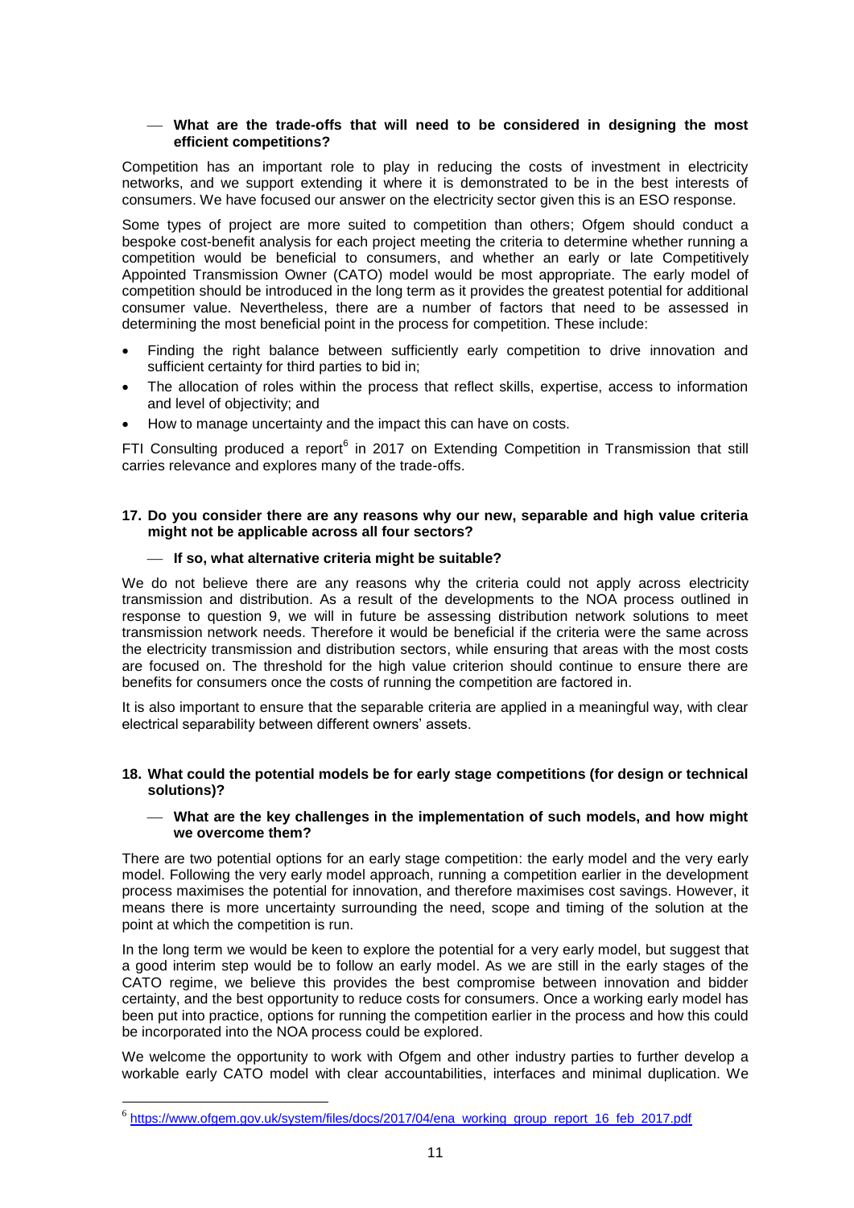- **What are the trade-offs that will need to be considered in designing the most efficient competitions?**

Competition has an important role to play in reducing the costs of investment in electricity networks, and we support extending it where it is demonstrated to be in the best interests of consumers. We have focused our answer on the electricity sector given this is an ESO response.

Some types of project are more suited to competition than others; Ofgem should conduct a bespoke cost-benefit analysis for each project meeting the criteria to determine whether running a competition would be beneficial to consumers, and whether an early or late Competitively Appointed Transmission Owner (CATO) model would be most appropriate. The early model of competition should be introduced in the long term as it provides the greatest potential for additional consumer value. Nevertheless, there are a number of factors that need to be assessed in determining the most beneficial point in the process for competition. These include:

- Finding the right balance between sufficiently early competition to drive innovation and sufficient certainty for third parties to bid in;
- The allocation of roles within the process that reflect skills, expertise, access to information and level of objectivity; and
- How to manage uncertainty and the impact this can have on costs.

FTI Consulting produced a report[6] in 2017 on Extending Competition in Transmission that still carries relevance and explores many of the trade-offs.

**17. Do you consider there are any reasons why our new, separable and high value criteria might not be applicable across all four sectors?**

- **If so, what alternative criteria might be suitable?**

We do not believe there are any reasons why the criteria could not apply across electricity transmission and distribution. As a result of the developments to the NOA process outlined in response to question 9, we will in future be assessing distribution network solutions to meet transmission network needs. Therefore it would be beneficial if the criteria were the same across the electricity transmission and distribution sectors, while ensuring that areas with the most costs are focused on. The threshold for the high value criterion should continue to ensure there are benefits for consumers once the costs of running the competition are factored in.

It is also important to ensure that the separable criteria are applied in a meaningful way, with clear electrical separability between different owners' assets.

**18. What could the potential models be for early stage competitions (for design or technical solutions)?**

- **What are the key challenges in the implementation of such models, and how might we overcome them?**

There are two potential options for an early stage competition: the early model and the very early model. Following the very early model approach, running a competition earlier in the development process maximises the potential for innovation, and therefore maximises cost savings. However, it means there is more uncertainty surrounding the need, scope and timing of the solution at the point at which the competition is run.

In the long term we would be keen to explore the potential for a very early model, but suggest that a good interim step would be to follow an early model. As we are still in the early stages of the CATO regime, we believe this provides the best compromise between innovation and bidder certainty, and the best opportunity to reduce costs for consumers. Once a working early model has been put into practice, options for running the competition earlier in the process and how this could be incorporated into the NOA process could be explored.

We welcome the opportunity to work with Ofgem and other industry parties to further develop a workable early CATO model with clear accountabilities, interfaces and minimal duplication. We

---

[6] https://www.ofgem.gov.uk/system/files/docs/2017/04/ena_working_group_report_16_feb_2017.pdf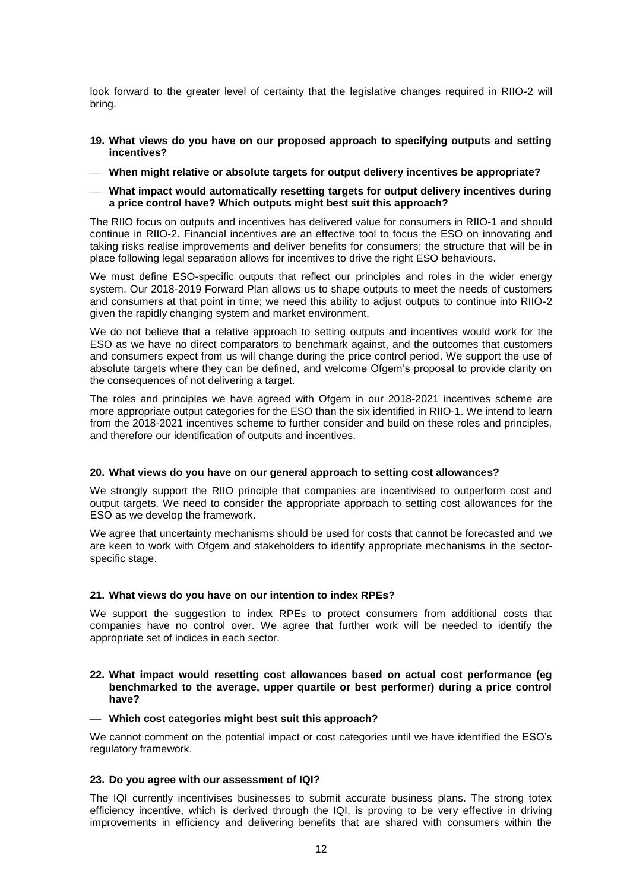look forward to the greater level of certainty that the legislative changes required in RIIO-2 will bring.

**19. What views do you have on our proposed approach to specifying outputs and setting incentives?**

- **When might relative or absolute targets for output delivery incentives be appropriate?**
- **What impact would automatically resetting targets for output delivery incentives during a price control have? Which outputs might best suit this approach?**

The RIIO focus on outputs and incentives has delivered value for consumers in RIIO-1 and should continue in RIIO-2. Financial incentives are an effective tool to focus the ESO on innovating and taking risks realise improvements and deliver benefits for consumers; the structure that will be in place following legal separation allows for incentives to drive the right ESO behaviours.

We must define ESO-specific outputs that reflect our principles and roles in the wider energy system. Our 2018-2019 Forward Plan allows us to shape outputs to meet the needs of customers and consumers at that point in time; we need this ability to adjust outputs to continue into RIIO-2 given the rapidly changing system and market environment.

We do not believe that a relative approach to setting outputs and incentives would work for the ESO as we have no direct comparators to benchmark against, and the outcomes that customers and consumers expect from us will change during the price control period. We support the use of absolute targets where they can be defined, and welcome Ofgem's proposal to provide clarity on the consequences of not delivering a target.

The roles and principles we have agreed with Ofgem in our 2018-2021 incentives scheme are more appropriate output categories for the ESO than the six identified in RIIO-1. We intend to learn from the 2018-2021 incentives scheme to further consider and build on these roles and principles, and therefore our identification of outputs and incentives.

**20. What views do you have on our general approach to setting cost allowances?**

We strongly support the RIIO principle that companies are incentivised to outperform cost and output targets. We need to consider the appropriate approach to setting cost allowances for the ESO as we develop the framework.

We agree that uncertainty mechanisms should be used for costs that cannot be forecasted and we are keen to work with Ofgem and stakeholders to identify appropriate mechanisms in the sector-specific stage.

**21. What views do you have on our intention to index RPEs?**

We support the suggestion to index RPEs to protect consumers from additional costs that companies have no control over. We agree that further work will be needed to identify the appropriate set of indices in each sector.

**22. What impact would resetting cost allowances based on actual cost performance (eg benchmarked to the average, upper quartile or best performer) during a price control have?**

- **Which cost categories might best suit this approach?**

We cannot comment on the potential impact or cost categories until we have identified the ESO's regulatory framework.

**23. Do you agree with our assessment of IQI?**

The IQI currently incentivises businesses to submit accurate business plans. The strong totex efficiency incentive, which is derived through the IQI, is proving to be very effective in driving improvements in efficiency and delivering benefits that are shared with consumers within the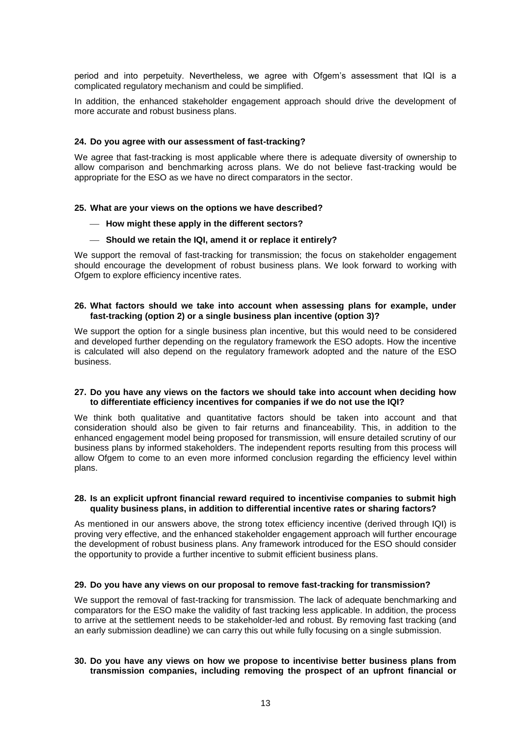period and into perpetuity. Nevertheless, we agree with Ofgem's assessment that IQI is a complicated regulatory mechanism and could be simplified.

In addition, the enhanced stakeholder engagement approach should drive the development of more accurate and robust business plans.

**24. Do you agree with our assessment of fast-tracking?**

We agree that fast-tracking is most applicable where there is adequate diversity of ownership to allow comparison and benchmarking across plans. We do not believe fast-tracking would be appropriate for the ESO as we have no direct comparators in the sector.

**25. What are your views on the options we have described?**

- **How might these apply in the different sectors?**
- **Should we retain the IQI, amend it or replace it entirely?**

We support the removal of fast-tracking for transmission; the focus on stakeholder engagement should encourage the development of robust business plans. We look forward to working with Ofgem to explore efficiency incentive rates.

**26. What factors should we take into account when assessing plans for example, under fast-tracking (option 2) or a single business plan incentive (option 3)?**

We support the option for a single business plan incentive, but this would need to be considered and developed further depending on the regulatory framework the ESO adopts. How the incentive is calculated will also depend on the regulatory framework adopted and the nature of the ESO business.

**27. Do you have any views on the factors we should take into account when deciding how to differentiate efficiency incentives for companies if we do not use the IQI?**

We think both qualitative and quantitative factors should be taken into account and that consideration should also be given to fair returns and financeability. This, in addition to the enhanced engagement model being proposed for transmission, will ensure detailed scrutiny of our business plans by informed stakeholders. The independent reports resulting from this process will allow Ofgem to come to an even more informed conclusion regarding the efficiency level within plans.

**28. Is an explicit upfront financial reward required to incentivise companies to submit high quality business plans, in addition to differential incentive rates or sharing factors?**

As mentioned in our answers above, the strong totex efficiency incentive (derived through IQI) is proving very effective, and the enhanced stakeholder engagement approach will further encourage the development of robust business plans. Any framework introduced for the ESO should consider the opportunity to provide a further incentive to submit efficient business plans.

**29. Do you have any views on our proposal to remove fast-tracking for transmission?**

We support the removal of fast-tracking for transmission. The lack of adequate benchmarking and comparators for the ESO make the validity of fast tracking less applicable. In addition, the process to arrive at the settlement needs to be stakeholder-led and robust. By removing fast tracking (and an early submission deadline) we can carry this out while fully focusing on a single submission.

**30. Do you have any views on how we propose to incentivise better business plans from transmission companies, including removing the prospect of an upfront financial or**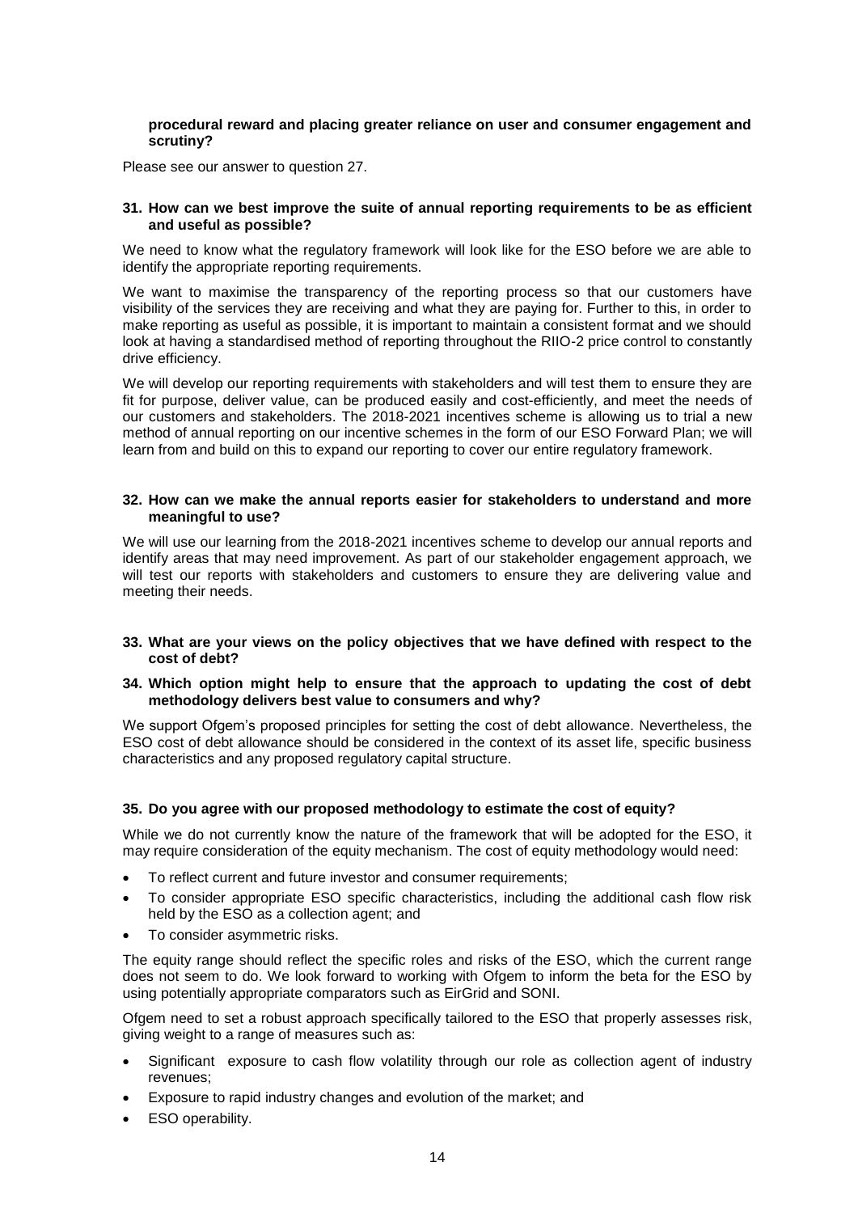**procedural reward and placing greater reliance on user and consumer engagement and scrutiny?**

Please see our answer to question 27.

**31. How can we best improve the suite of annual reporting requirements to be as efficient and useful as possible?**

We need to know what the regulatory framework will look like for the ESO before we are able to identify the appropriate reporting requirements.

We want to maximise the transparency of the reporting process so that our customers have visibility of the services they are receiving and what they are paying for. Further to this, in order to make reporting as useful as possible, it is important to maintain a consistent format and we should look at having a standardised method of reporting throughout the RIIO-2 price control to constantly drive efficiency.

We will develop our reporting requirements with stakeholders and will test them to ensure they are fit for purpose, deliver value, can be produced easily and cost-efficiently, and meet the needs of our customers and stakeholders. The 2018-2021 incentives scheme is allowing us to trial a new method of annual reporting on our incentive schemes in the form of our ESO Forward Plan; we will learn from and build on this to expand our reporting to cover our entire regulatory framework.

**32. How can we make the annual reports easier for stakeholders to understand and more meaningful to use?**

We will use our learning from the 2018-2021 incentives scheme to develop our annual reports and identify areas that may need improvement. As part of our stakeholder engagement approach, we will test our reports with stakeholders and customers to ensure they are delivering value and meeting their needs.

**33. What are your views on the policy objectives that we have defined with respect to the cost of debt?**

**34. Which option might help to ensure that the approach to updating the cost of debt methodology delivers best value to consumers and why?**

We support Ofgem's proposed principles for setting the cost of debt allowance. Nevertheless, the ESO cost of debt allowance should be considered in the context of its asset life, specific business characteristics and any proposed regulatory capital structure.

**35. Do you agree with our proposed methodology to estimate the cost of equity?**

While we do not currently know the nature of the framework that will be adopted for the ESO, it may require consideration of the equity mechanism. The cost of equity methodology would need:

- To reflect current and future investor and consumer requirements;
- To consider appropriate ESO specific characteristics, including the additional cash flow risk held by the ESO as a collection agent; and
- To consider asymmetric risks.

The equity range should reflect the specific roles and risks of the ESO, which the current range does not seem to do. We look forward to working with Ofgem to inform the beta for the ESO by using potentially appropriate comparators such as EirGrid and SONI.

Ofgem need to set a robust approach specifically tailored to the ESO that properly assesses risk, giving weight to a range of measures such as:

- Significant exposure to cash flow volatility through our role as collection agent of industry revenues;
- Exposure to rapid industry changes and evolution of the market; and
- ESO operability.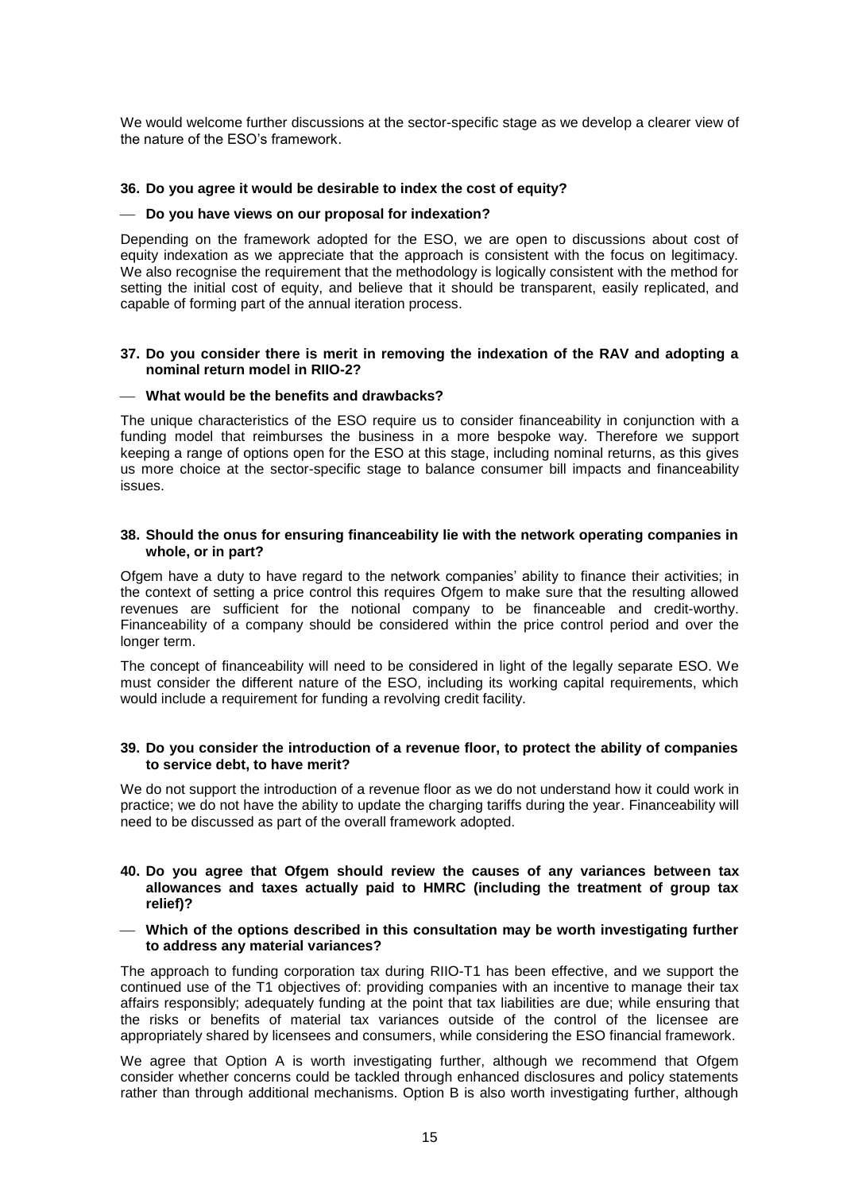We would welcome further discussions at the sector-specific stage as we develop a clearer view of the nature of the ESO's framework.

**36. Do you agree it would be desirable to index the cost of equity?**

— **Do you have views on our proposal for indexation?**

Depending on the framework adopted for the ESO, we are open to discussions about cost of equity indexation as we appreciate that the approach is consistent with the focus on legitimacy. We also recognise the requirement that the methodology is logically consistent with the method for setting the initial cost of equity, and believe that it should be transparent, easily replicated, and capable of forming part of the annual iteration process.

**37. Do you consider there is merit in removing the indexation of the RAV and adopting a nominal return model in RIIO-2?**

— **What would be the benefits and drawbacks?**

The unique characteristics of the ESO require us to consider financeability in conjunction with a funding model that reimburses the business in a more bespoke way. Therefore we support keeping a range of options open for the ESO at this stage, including nominal returns, as this gives us more choice at the sector-specific stage to balance consumer bill impacts and financeability issues.

**38. Should the onus for ensuring financeability lie with the network operating companies in whole, or in part?**

Ofgem have a duty to have regard to the network companies' ability to finance their activities; in the context of setting a price control this requires Ofgem to make sure that the resulting allowed revenues are sufficient for the notional company to be financeable and credit-worthy. Financeability of a company should be considered within the price control period and over the longer term.

The concept of financeability will need to be considered in light of the legally separate ESO. We must consider the different nature of the ESO, including its working capital requirements, which would include a requirement for funding a revolving credit facility.

**39. Do you consider the introduction of a revenue floor, to protect the ability of companies to service debt, to have merit?**

We do not support the introduction of a revenue floor as we do not understand how it could work in practice; we do not have the ability to update the charging tariffs during the year. Financeability will need to be discussed as part of the overall framework adopted.

**40. Do you agree that Ofgem should review the causes of any variances between tax allowances and taxes actually paid to HMRC (including the treatment of group tax relief)?**

— **Which of the options described in this consultation may be worth investigating further to address any material variances?**

The approach to funding corporation tax during RIIO-T1 has been effective, and we support the continued use of the T1 objectives of: providing companies with an incentive to manage their tax affairs responsibly; adequately funding at the point that tax liabilities are due; while ensuring that the risks or benefits of material tax variances outside of the control of the licensee are appropriately shared by licensees and consumers, while considering the ESO financial framework.

We agree that Option A is worth investigating further, although we recommend that Ofgem consider whether concerns could be tackled through enhanced disclosures and policy statements rather than through additional mechanisms. Option B is also worth investigating further, although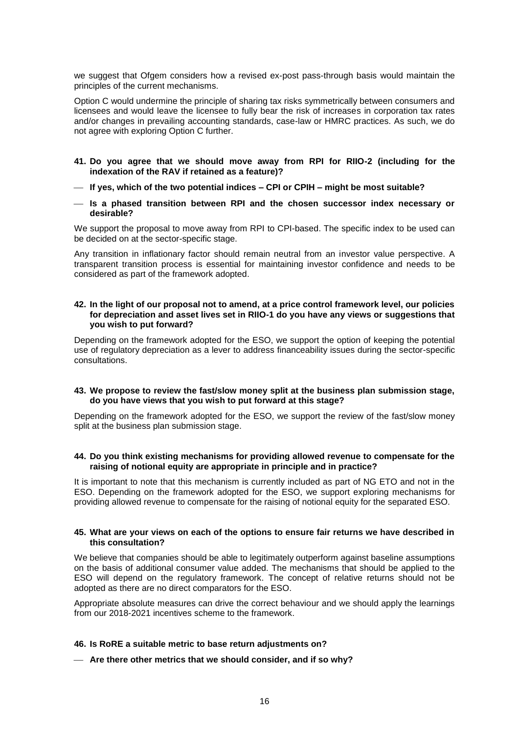we suggest that Ofgem considers how a revised ex-post pass-through basis would maintain the principles of the current mechanisms.

Option C would undermine the principle of sharing tax risks symmetrically between consumers and licensees and would leave the licensee to fully bear the risk of increases in corporation tax rates and/or changes in prevailing accounting standards, case-law or HMRC practices. As such, we do not agree with exploring Option C further.

**41. Do you agree that we should move away from RPI for RIIO-2 (including for the indexation of the RAV if retained as a feature)?**

- **If yes, which of the two potential indices – CPI or CPIH – might be most suitable?**
- **Is a phased transition between RPI and the chosen successor index necessary or desirable?**

We support the proposal to move away from RPI to CPI-based. The specific index to be used can be decided on at the sector-specific stage.

Any transition in inflationary factor should remain neutral from an investor value perspective. A transparent transition process is essential for maintaining investor confidence and needs to be considered as part of the framework adopted.

**42. In the light of our proposal not to amend, at a price control framework level, our policies for depreciation and asset lives set in RIIO-1 do you have any views or suggestions that you wish to put forward?**

Depending on the framework adopted for the ESO, we support the option of keeping the potential use of regulatory depreciation as a lever to address financeability issues during the sector-specific consultations.

**43. We propose to review the fast/slow money split at the business plan submission stage, do you have views that you wish to put forward at this stage?**

Depending on the framework adopted for the ESO, we support the review of the fast/slow money split at the business plan submission stage.

**44. Do you think existing mechanisms for providing allowed revenue to compensate for the raising of notional equity are appropriate in principle and in practice?**

It is important to note that this mechanism is currently included as part of NG ETO and not in the ESO. Depending on the framework adopted for the ESO, we support exploring mechanisms for providing allowed revenue to compensate for the raising of notional equity for the separated ESO.

**45. What are your views on each of the options to ensure fair returns we have described in this consultation?**

We believe that companies should be able to legitimately outperform against baseline assumptions on the basis of additional consumer value added. The mechanisms that should be applied to the ESO will depend on the regulatory framework. The concept of relative returns should not be adopted as there are no direct comparators for the ESO.

Appropriate absolute measures can drive the correct behaviour and we should apply the learnings from our 2018-2021 incentives scheme to the framework.

**46. Is RoRE a suitable metric to base return adjustments on?**

- **Are there other metrics that we should consider, and if so why?**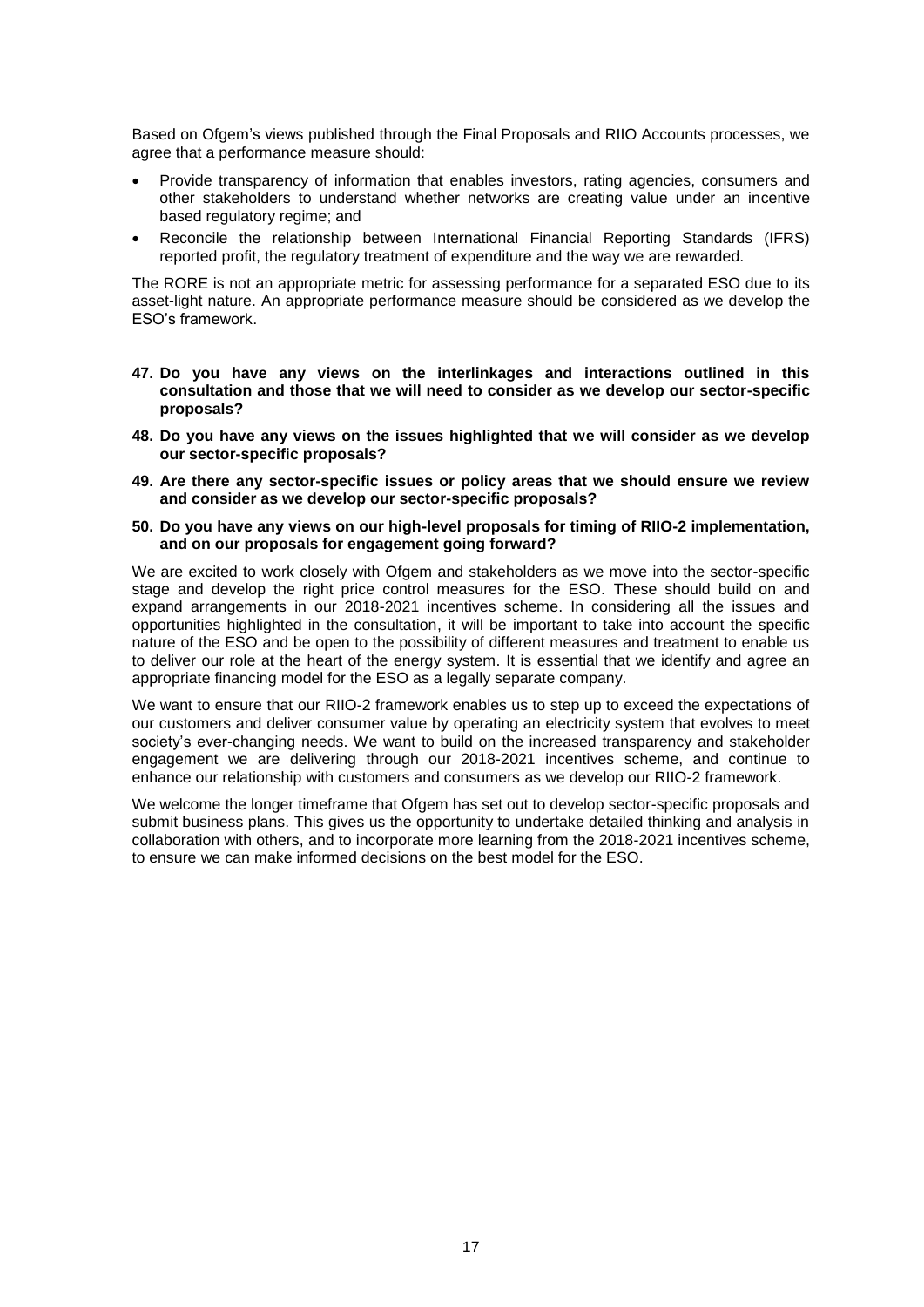Based on Ofgem's views published through the Final Proposals and RIIO Accounts processes, we agree that a performance measure should:

- Provide transparency of information that enables investors, rating agencies, consumers and other stakeholders to understand whether networks are creating value under an incentive based regulatory regime; and
- Reconcile the relationship between International Financial Reporting Standards (IFRS) reported profit, the regulatory treatment of expenditure and the way we are rewarded.

The RORE is not an appropriate metric for assessing performance for a separated ESO due to its asset-light nature. An appropriate performance measure should be considered as we develop the ESO's framework.

**47. Do you have any views on the interlinkages and interactions outlined in this consultation and those that we will need to consider as we develop our sector-specific proposals?**

**48. Do you have any views on the issues highlighted that we will consider as we develop our sector-specific proposals?**

**49. Are there any sector-specific issues or policy areas that we should ensure we review and consider as we develop our sector-specific proposals?**

**50. Do you have any views on our high-level proposals for timing of RIIO-2 implementation, and on our proposals for engagement going forward?**

We are excited to work closely with Ofgem and stakeholders as we move into the sector-specific stage and develop the right price control measures for the ESO. These should build on and expand arrangements in our 2018-2021 incentives scheme. In considering all the issues and opportunities highlighted in the consultation, it will be important to take into account the specific nature of the ESO and be open to the possibility of different measures and treatment to enable us to deliver our role at the heart of the energy system. It is essential that we identify and agree an appropriate financing model for the ESO as a legally separate company.

We want to ensure that our RIIO-2 framework enables us to step up to exceed the expectations of our customers and deliver consumer value by operating an electricity system that evolves to meet society's ever-changing needs. We want to build on the increased transparency and stakeholder engagement we are delivering through our 2018-2021 incentives scheme, and continue to enhance our relationship with customers and consumers as we develop our RIIO-2 framework.

We welcome the longer timeframe that Ofgem has set out to develop sector-specific proposals and submit business plans. This gives us the opportunity to undertake detailed thinking and analysis in collaboration with others, and to incorporate more learning from the 2018-2021 incentives scheme, to ensure we can make informed decisions on the best model for the ESO.